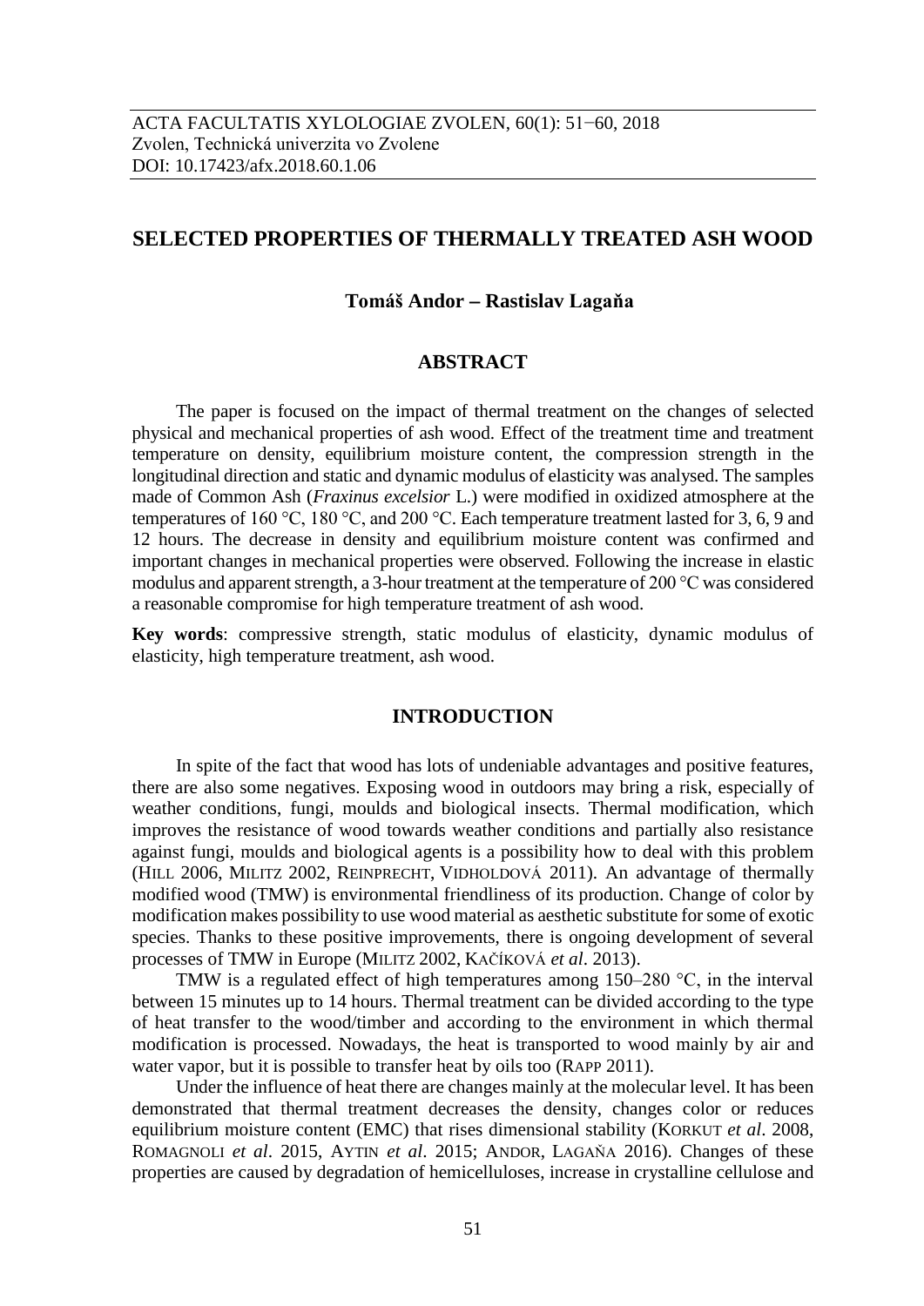# SELECTED PROPERTIES OF THERMALLY TREATED ASH WOOD

**Tomáš Andor – Rastislav Lagaňa**

## ABSTRACT

The paper is focused on the impact of thermal treatment on the changes of selected physical and mechanical properties of ash wood. Effect of the treatment time and treatment temperature on density, equilibrium moisture content, the compression strength in the longitudinal direction and static and dynamic modulus of elasticity was analysed. The samples made of Common Ash (*Fraxinus excelsior* L.) were modified in oxidized atmosphere at the temperatures of 160 °C, 180 °C, and 200 °C. Each temperature treatment lasted for 3, 6, 9 and 12 hours. The decrease in density and equilibrium moisture content was confirmed and important changes in mechanical properties were observed. Following the increase in elastic modulus and apparent strength, a 3-hour treatment at the temperature of 200 °C was considered a reasonable compromise for high temperature treatment of ash wood.

**Key words**: compressive strength, static modulus of elasticity, dynamic modulus of elasticity, high temperature treatment, ash wood.

## INTRODUCTION

In spite of the fact that wood has lots of undeniable advantages and positive features, there are also some negatives. Exposing wood in outdoors may bring a risk, especially of weather conditions, fungi, moulds and biological insects. Thermal modification, which improves the resistance of wood towards weather conditions and partially also resistance against fungi, moulds and biological agents is a possibility how to deal with this problem (Hill 2006, Militz 2002, Reinprecht, Vidholdová 2011). An advantage of thermally modified wood (TMW) is environmental friendliness of its production. Change of color by modification makes possibility to use wood material as aesthetic substitute for some of exotic species. Thanks to these positive improvements, there is ongoing development of several processes of TMW in Europe (Militz 2002, Kačíková *et al*. 2013).

TMW is a regulated effect of high temperatures among 150–280 °C, in the interval between 15 minutes up to 14 hours. Thermal treatment can be divided according to the type of heat transfer to the wood/timber and according to the environment in which thermal modification is processed. Nowadays, the heat is transported to wood mainly by air and water vapor, but it is possible to transfer heat by oils too (Rapp 2011).

Under the influence of heat there are changes mainly at the molecular level. It has been demonstrated that thermal treatment decreases the density, changes color or reduces equilibrium moisture content (EMC) that rises dimensional stability (Korkut *et al*. 2008, Romagnoli *et al*. 2015, Aytin *et al*. 2015; Andor, Lagaňa 2016). Changes of these properties are caused by degradation of hemicelluloses, increase in crystalline cellulose and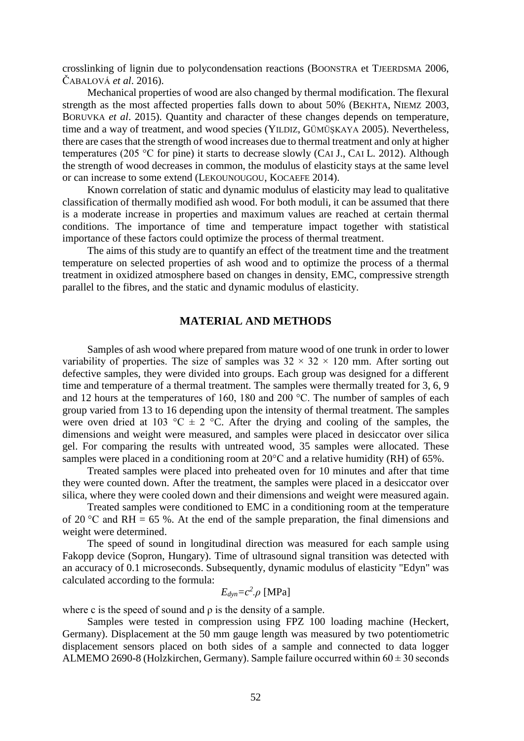crosslinking of lignin due to polycondensation reactions (BOONSTRA et TJEERDSMA 2006, ČABALOVÁ *et al*. 2016).

Mechanical properties of wood are also changed by thermal modification. The flexural strength as the most affected properties falls down to about 50% (BEKHTA, NIEMZ 2003, BORUVKA *et al*. 2015). Quantity and character of these changes depends on temperature, time and a way of treatment, and wood species (YILDIZ, GÜMÜŞKAYA 2005). Nevertheless, there are cases that the strength of wood increases due to thermal treatment and only at higher temperatures (205 °C for pine) it starts to decrease slowly (CAI J., CAI L. 2012). Although the strength of wood decreases in common, the modulus of elasticity stays at the same level or can increase to some extend (LEKOUNOUGOU, KOCAEFE 2014).

Known correlation of static and dynamic modulus of elasticity may lead to qualitative classification of thermally modified ash wood. For both moduli, it can be assumed that there is a moderate increase in properties and maximum values are reached at certain thermal conditions. The importance of time and temperature impact together with statistical importance of these factors could optimize the process of thermal treatment.

The aims of this study are to quantify an effect of the treatment time and the treatment temperature on selected properties of ash wood and to optimize the process of a thermal treatment in oxidized atmosphere based on changes in density, EMC, compressive strength parallel to the fibres, and the static and dynamic modulus of elasticity.

## MATERIAL AND METHODS

Samples of ash wood where prepared from mature wood of one trunk in order to lower variability of properties. The size of samples was 32 × 32 × 120 mm. After sorting out defective samples, they were divided into groups. Each group was designed for a different time and temperature of a thermal treatment. The samples were thermally treated for 3, 6, 9 and 12 hours at the temperatures of 160, 180 and 200 °C. The number of samples of each group varied from 13 to 16 depending upon the intensity of thermal treatment. The samples were oven dried at 103 °C ± 2 °C. After the drying and cooling of the samples, the dimensions and weight were measured, and samples were placed in desiccator over silica gel. For comparing the results with untreated wood, 35 samples were allocated. These samples were placed in a conditioning room at 20°C and a relative humidity (RH) of 65%.

Treated samples were placed into preheated oven for 10 minutes and after that time they were counted down. After the treatment, the samples were placed in a desiccator over silica, where they were cooled down and their dimensions and weight were measured again.

Treated samples were conditioned to EMC in a conditioning room at the temperature of 20 °C and RH = 65 %. At the end of the sample preparation, the final dimensions and weight were determined.

The speed of sound in longitudinal direction was measured for each sample using Fakopp device (Sopron, Hungary). Time of ultrasound signal transition was detected with an accuracy of 0.1 microseconds. Subsequently, dynamic modulus of elasticity "Edyn" was calculated according to the formula:

$$E_{dyn}=c^2.\rho \text{ [MPa]}$$

where c is the speed of sound and $\rho$ is the density of a sample.

Samples were tested in compression using FPZ 100 loading machine (Heckert, Germany). Displacement at the 50 mm gauge length was measured by two potentiometric displacement sensors placed on both sides of a sample and connected to data logger ALMEMO 2690-8 (Holzkirchen, Germany). Sample failure occurred within 60 ± 30 seconds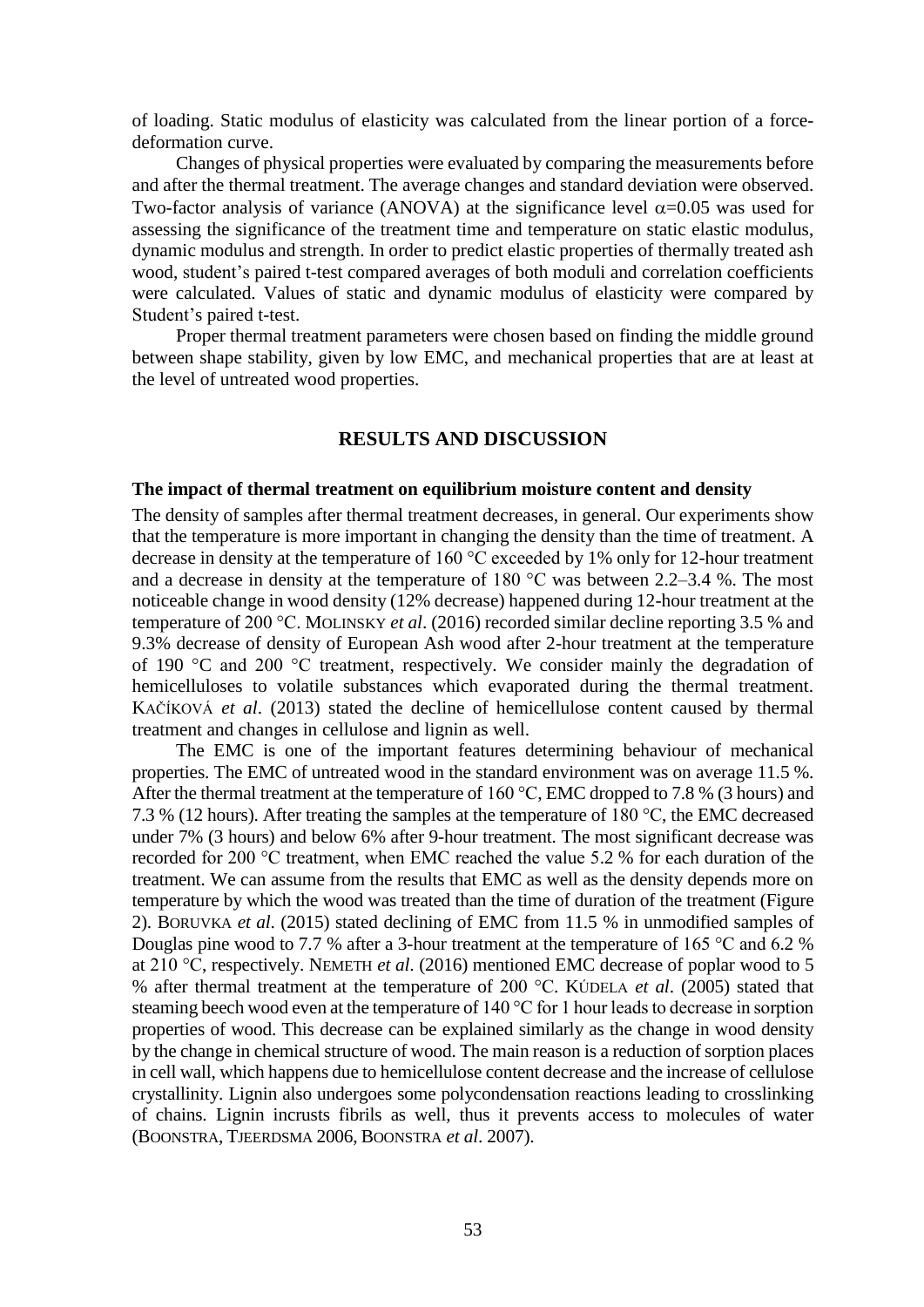of loading. Static modulus of elasticity was calculated from the linear portion of a force-deformation curve.

Changes of physical properties were evaluated by comparing the measurements before and after the thermal treatment. The average changes and standard deviation were observed. Two-factor analysis of variance (ANOVA) at the significance level $\alpha$=0.05 was used for assessing the significance of the treatment time and temperature on static elastic modulus, dynamic modulus and strength. In order to predict elastic properties of thermally treated ash wood, student's paired t-test compared averages of both moduli and correlation coefficients were calculated. Values of static and dynamic modulus of elasticity were compared by Student's paired t-test.

Proper thermal treatment parameters were chosen based on finding the middle ground between shape stability, given by low EMC, and mechanical properties that are at least at the level of untreated wood properties.

## RESULTS AND DISCUSSION

### The impact of thermal treatment on equilibrium moisture content and density

The density of samples after thermal treatment decreases, in general. Our experiments show that the temperature is more important in changing the density than the time of treatment. A decrease in density at the temperature of 160 °C exceeded by 1% only for 12-hour treatment and a decrease in density at the temperature of 180 °C was between 2.2–3.4 %. The most noticeable change in wood density (12% decrease) happened during 12-hour treatment at the temperature of 200 °C. MOLINSKY *et al*. (2016) recorded similar decline reporting 3.5 % and 9.3% decrease of density of European Ash wood after 2-hour treatment at the temperature of 190 °C and 200 °C treatment, respectively. We consider mainly the degradation of hemicelluloses to volatile substances which evaporated during the thermal treatment. KAČÍKOVÁ *et al*. (2013) stated the decline of hemicellulose content caused by thermal treatment and changes in cellulose and lignin as well.

The EMC is one of the important features determining behaviour of mechanical properties. The EMC of untreated wood in the standard environment was on average 11.5 %. After the thermal treatment at the temperature of 160 °C, EMC dropped to 7.8 % (3 hours) and 7.3 % (12 hours). After treating the samples at the temperature of 180 °C, the EMC decreased under 7% (3 hours) and below 6% after 9-hour treatment. The most significant decrease was recorded for 200 °C treatment, when EMC reached the value 5.2 % for each duration of the treatment. We can assume from the results that EMC as well as the density depends more on temperature by which the wood was treated than the time of duration of the treatment (Figure 2). BORUVKA *et al*. (2015) stated declining of EMC from 11.5 % in unmodified samples of Douglas pine wood to 7.7 % after a 3-hour treatment at the temperature of 165 °C and 6.2 % at 210 °C, respectively. NEMETH *et al*. (2016) mentioned EMC decrease of poplar wood to 5 % after thermal treatment at the temperature of 200 °C. KÚDELA *et al*. (2005) stated that steaming beech wood even at the temperature of 140 °C for 1 hour leads to decrease in sorption properties of wood. This decrease can be explained similarly as the change in wood density by the change in chemical structure of wood. The main reason is a reduction of sorption places in cell wall, which happens due to hemicellulose content decrease and the increase of cellulose crystallinity. Lignin also undergoes some polycondensation reactions leading to crosslinking of chains. Lignin incrusts fibrils as well, thus it prevents access to molecules of water (BOONSTRA, TJEERDSMA 2006, BOONSTRA *et al*. 2007).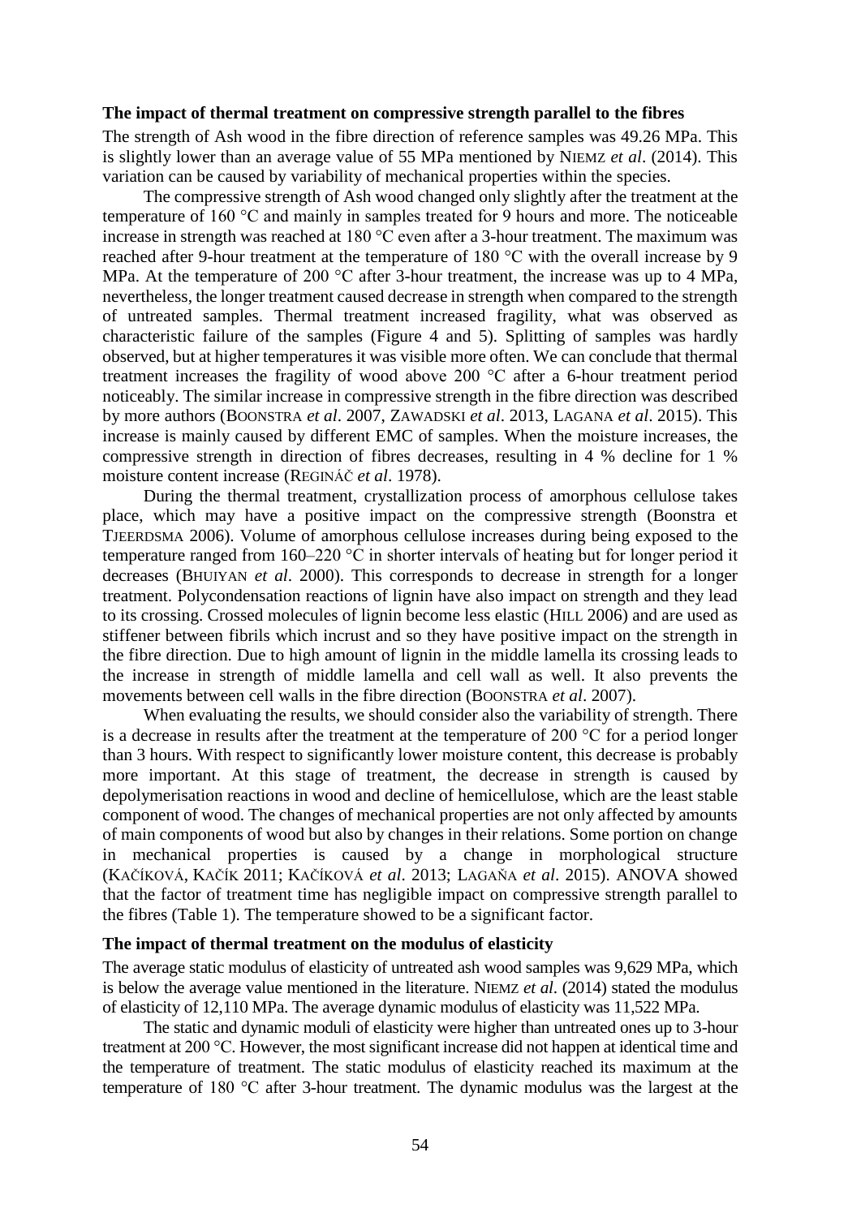### The impact of thermal treatment on compressive strength parallel to the fibres

The strength of Ash wood in the fibre direction of reference samples was 49.26 MPa. This is slightly lower than an average value of 55 MPa mentioned by NIEMZ *et al*. (2014). This variation can be caused by variability of mechanical properties within the species.

The compressive strength of Ash wood changed only slightly after the treatment at the temperature of 160 °C and mainly in samples treated for 9 hours and more. The noticeable increase in strength was reached at 180 °C even after a 3-hour treatment. The maximum was reached after 9-hour treatment at the temperature of 180 °C with the overall increase by 9 MPa. At the temperature of 200 °C after 3-hour treatment, the increase was up to 4 MPa, nevertheless, the longer treatment caused decrease in strength when compared to the strength of untreated samples. Thermal treatment increased fragility, what was observed as characteristic failure of the samples (Figure 4 and 5). Splitting of samples was hardly observed, but at higher temperatures it was visible more often. We can conclude that thermal treatment increases the fragility of wood above 200 °C after a 6-hour treatment period noticeably. The similar increase in compressive strength in the fibre direction was described by more authors (BOONSTRA *et al*. 2007, ZAWADSKI *et al*. 2013, LAGANA *et al*. 2015). This increase is mainly caused by different EMC of samples. When the moisture increases, the compressive strength in direction of fibres decreases, resulting in 4 % decline for 1 % moisture content increase (REGINÁČ *et al*. 1978).

During the thermal treatment, crystallization process of amorphous cellulose takes place, which may have a positive impact on the compressive strength (Boonstra et TJEERDSMA 2006). Volume of amorphous cellulose increases during being exposed to the temperature ranged from 160–220 °C in shorter intervals of heating but for longer period it decreases (BHUIYAN *et al*. 2000). This corresponds to decrease in strength for a longer treatment. Polycondensation reactions of lignin have also impact on strength and they lead to its crossing. Crossed molecules of lignin become less elastic (HILL 2006) and are used as stiffener between fibrils which incrust and so they have positive impact on the strength in the fibre direction. Due to high amount of lignin in the middle lamella its crossing leads to the increase in strength of middle lamella and cell wall as well. It also prevents the movements between cell walls in the fibre direction (BOONSTRA *et al*. 2007).

When evaluating the results, we should consider also the variability of strength. There is a decrease in results after the treatment at the temperature of 200 °C for a period longer than 3 hours. With respect to significantly lower moisture content, this decrease is probably more important. At this stage of treatment, the decrease in strength is caused by depolymerisation reactions in wood and decline of hemicellulose, which are the least stable component of wood. The changes of mechanical properties are not only affected by amounts of main components of wood but also by changes in their relations. Some portion on change in mechanical properties is caused by a change in morphological structure (KAČÍKOVÁ, KAČÍK 2011; KAČÍKOVÁ *et al*. 2013; LAGAŇA *et al*. 2015). ANOVA showed that the factor of treatment time has negligible impact on compressive strength parallel to the fibres (Table 1). The temperature showed to be a significant factor.

### The impact of thermal treatment on the modulus of elasticity

The average static modulus of elasticity of untreated ash wood samples was 9,629 MPa, which is below the average value mentioned in the literature. NIEMZ *et al*. (2014) stated the modulus of elasticity of 12,110 MPa. The average dynamic modulus of elasticity was 11,522 MPa.

The static and dynamic moduli of elasticity were higher than untreated ones up to 3-hour treatment at 200 °C. However, the most significant increase did not happen at identical time and the temperature of treatment. The static modulus of elasticity reached its maximum at the temperature of 180 °C after 3-hour treatment. The dynamic modulus was the largest at the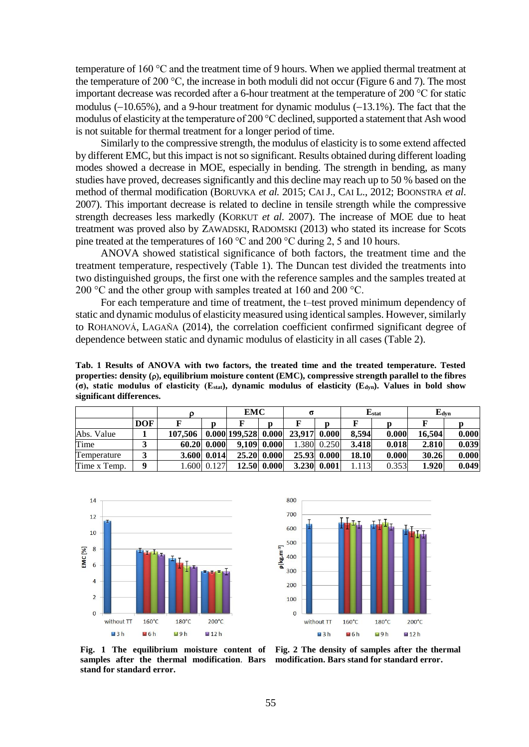temperature of 160 °C and the treatment time of 9 hours. When we applied thermal treatment at the temperature of 200 °C, the increase in both moduli did not occur (Figure 6 and 7). The most important decrease was recorded after a 6-hour treatment at the temperature of 200 °C for static modulus (–10.65%), and a 9-hour treatment for dynamic modulus (–13.1%). The fact that the modulus of elasticity at the temperature of 200 °C declined, supported a statement that Ash wood is not suitable for thermal treatment for a longer period of time.

Similarly to the compressive strength, the modulus of elasticity is to some extend affected by different EMC, but this impact is not so significant. Results obtained during different loading modes showed a decrease in MOE, especially in bending. The strength in bending, as many studies have proved, decreases significantly and this decline may reach up to 50 % based on the method of thermal modification (Boruvka *et al.* 2015; Cai J., Cai L., 2012; Boonstra *et al*. 2007). This important decrease is related to decline in tensile strength while the compressive strength decreases less markedly (Korkut *et al*. 2007). The increase of MOE due to heat treatment was proved also by Zawadski, Radomski (2013) who stated its increase for Scots pine treated at the temperatures of 160 °C and 200 °C during 2, 5 and 10 hours.

ANOVA showed statistical significance of both factors, the treatment time and the treatment temperature, respectively (Table 1). The Duncan test divided the treatments into two distinguished groups, the first one with the reference samples and the samples treated at 200 °C and the other group with samples treated at 160 and 200 °C.

For each temperature and time of treatment, the t–test proved minimum dependency of static and dynamic modulus of elasticity measured using identical samples. However, similarly to Rohanová, Lagaňa (2014), the correlation coefficient confirmed significant degree of dependence between static and dynamic modulus of elasticity in all cases (Table 2).

**Tab. 1 Results of ANOVA with two factors, the treated time and the treated temperature. Tested properties: density (ρ), equilibrium moisture content (EMC), compressive strength parallel to the fibres (σ), static modulus of elasticity ($E_{stat}$), dynamic modulus of elasticity ($E_{dyn}$). Values in bold show significant differences.**

| | | ρ | | EMC | | σ | | $E_{stat}$ | | $E_{dyn}$ | |
|---|---|---|---|---|---|---|---|---|---|---|---|
| | **DOF** | **F** | **p** | **F** | **p** | **F** | **p** | **F** | **p** | **F** | **p** |
| Abs. Value | **1** | **107,506** | **0.000** | **199,528** | **0.000** | **23,917** | **0.000** | **8,594** | **0.000** | **16,504** | **0.000** |
| Time | **3** | **60.20** | **0.000** | **9,109** | **0.000** | 1.380 | 0.250 | **3.418** | **0.018** | **2.810** | **0.039** |
| Temperature | **3** | **3.600** | **0.014** | **25.20** | **0.000** | **25.93** | **0.000** | **18.10** | **0.000** | **30.26** | **0.000** |
| Time x Temp. | **9** | 1.600 | 0.127 | **12.50** | **0.000** | **3.230** | **0.001** | 1.113 | 0.353 | **1.920** | **0.049** |

**Fig. 1 The equilibrium moisture content of samples after the thermal modification. Bars stand for standard error.**

**Fig. 2 The density of samples after the thermal modification. Bars stand for standard error.**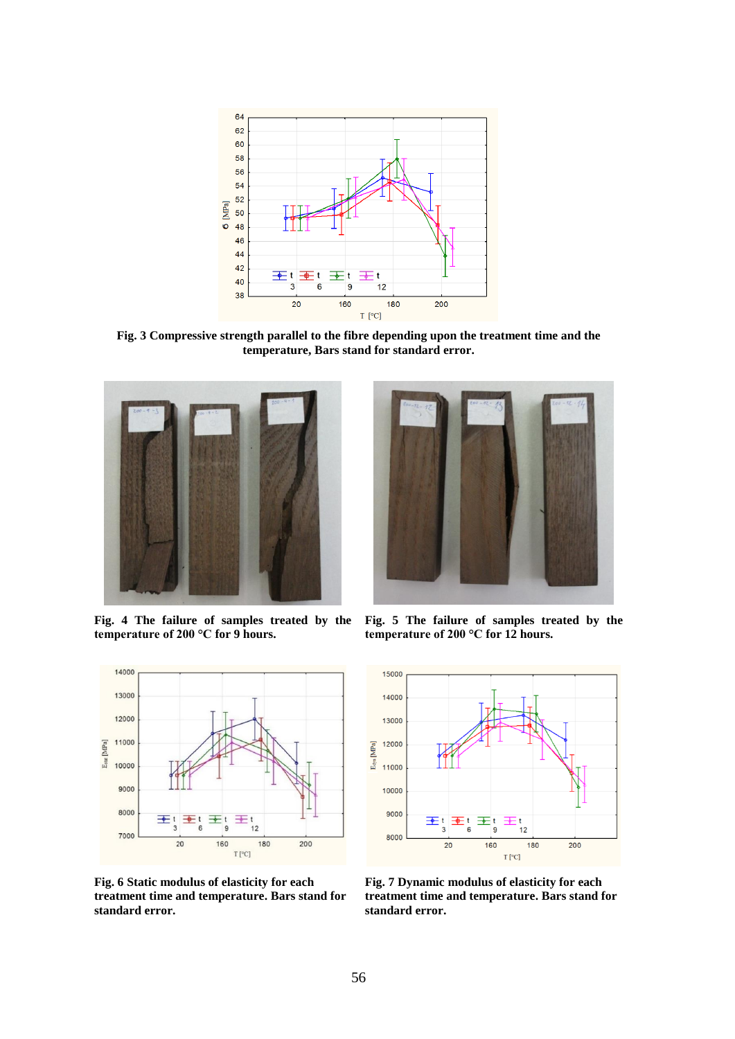**Fig. 3 Compressive strength parallel to the fibre depending upon the treatment and the temperature, Bars stand for standard error.**

**Fig. 4 The failure of samples treated by the temperature of 200 °C for 9 hours.**

**Fig. 5 The failure of samples treated by the temperature of 200 °C for 12 hours.**

**Fig. 6 Static modulus of elasticity for each treatment time and temperature. Bars stand for standard error.**

**Fig. 7 Dynamic modulus of elasticity for each treatment time and temperature. Bars stand for standard error.**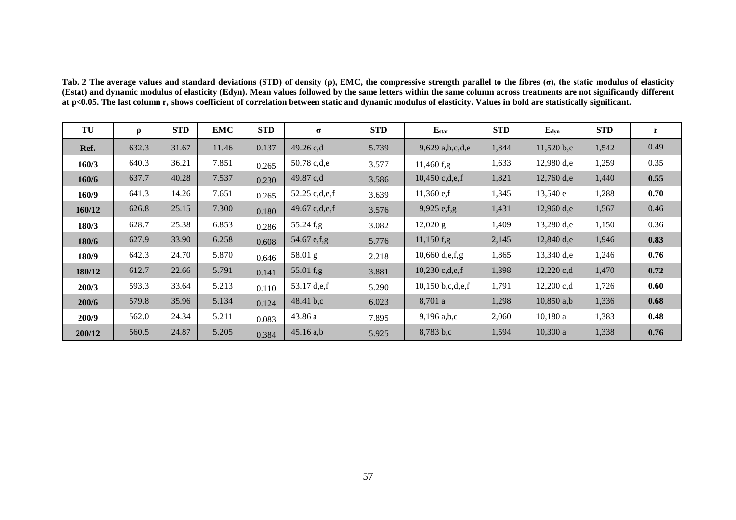**Tab. 2 The average values and standard deviations (STD) of density (ρ), EMC, the compressive strength parallel to the fibres (σ), the static modulus of elasticity (Estat) and dynamic modulus of elasticity (Edyn). Mean values followed by the same letters within the same column across treatments are not significantly different at p<0.05. The last column r, shows coefficient of correlation between static and dynamic modulus of elasticity. Values in bold are statistically significant.**

| TU | ρ | STD | EMC | STD | σ | STD | $E_{stat}$ | STD | $E_{dyn}$ | STD | r |
|---|---|---|---|---|---|---|---|---|---|---|---|
| **Ref.** | 632.3 | 31.67 | 11.46 | 0.137 | 49.26 c,d | 5.739 | 9,629 a,b,c,d,e | 1,844 | 11,520 b,c | 1,542 | 0.49 |
| **160/3** | 640.3 | 36.21 | 7.851 | 0.265 | 50.78 c,d,e | 3.577 | 11,460 f,g | 1,633 | 12,980 d,e | 1,259 | 0.35 |
| **160/6** | 637.7 | 40.28 | 7.537 | 0.230 | 49.87 c,d | 3.586 | 10,450 c,d,e,f | 1,821 | 12,760 d,e | 1,440 | **0.55** |
| **160/9** | 641.3 | 14.26 | 7.651 | 0.265 | 52.25 c,d,e,f | 3.639 | 11,360 e,f | 1,345 | 13,540 e | 1,288 | **0.70** |
| **160/12** | 626.8 | 25.15 | 7.300 | 0.180 | 49.67 c,d,e,f | 3.576 | 9,925 e,f,g | 1,431 | 12,960 d,e | 1,567 | 0.46 |
| **180/3** | 628.7 | 25.38 | 6.853 | 0.286 | 55.24 f,g | 3.082 | 12,020 g | 1,409 | 13,280 d,e | 1,150 | 0.36 |
| **180/6** | 627.9 | 33.90 | 6.258 | 0.608 | 54.67 e,f,g | 5.776 | 11,150 f,g | 2,145 | 12,840 d,e | 1,946 | **0.83** |
| **180/9** | 642.3 | 24.70 | 5.870 | 0.646 | 58.01 g | 2.218 | 10,660 d,e,f,g | 1,865 | 13,340 d,e | 1,246 | **0.76** |
| **180/12** | 612.7 | 22.66 | 5.791 | 0.141 | 55.01 f,g | 3.881 | 10,230 c,d,e,f | 1,398 | 12,220 c,d | 1,470 | **0.72** |
| **200/3** | 593.3 | 33.64 | 5.213 | 0.110 | 53.17 d,e,f | 5.290 | 10,150 b,c,d,e,f | 1,791 | 12,200 c,d | 1,726 | **0.60** |
| **200/6** | 579.8 | 35.96 | 5.134 | 0.124 | 48.41 b,c | 6.023 | 8,701 a | 1,298 | 10,850 a,b | 1,336 | **0.68** |
| **200/9** | 562.0 | 24.34 | 5.211 | 0.083 | 43.86 a | 7.895 | 9,196 a,b,c | 2,060 | 10,180 a | 1,383 | **0.48** |
| **200/12** | 560.5 | 24.87 | 5.205 | 0.384 | 45.16 a,b | 5.925 | 8,783 b,c | 1,594 | 10,300 a | 1,338 | **0.76** |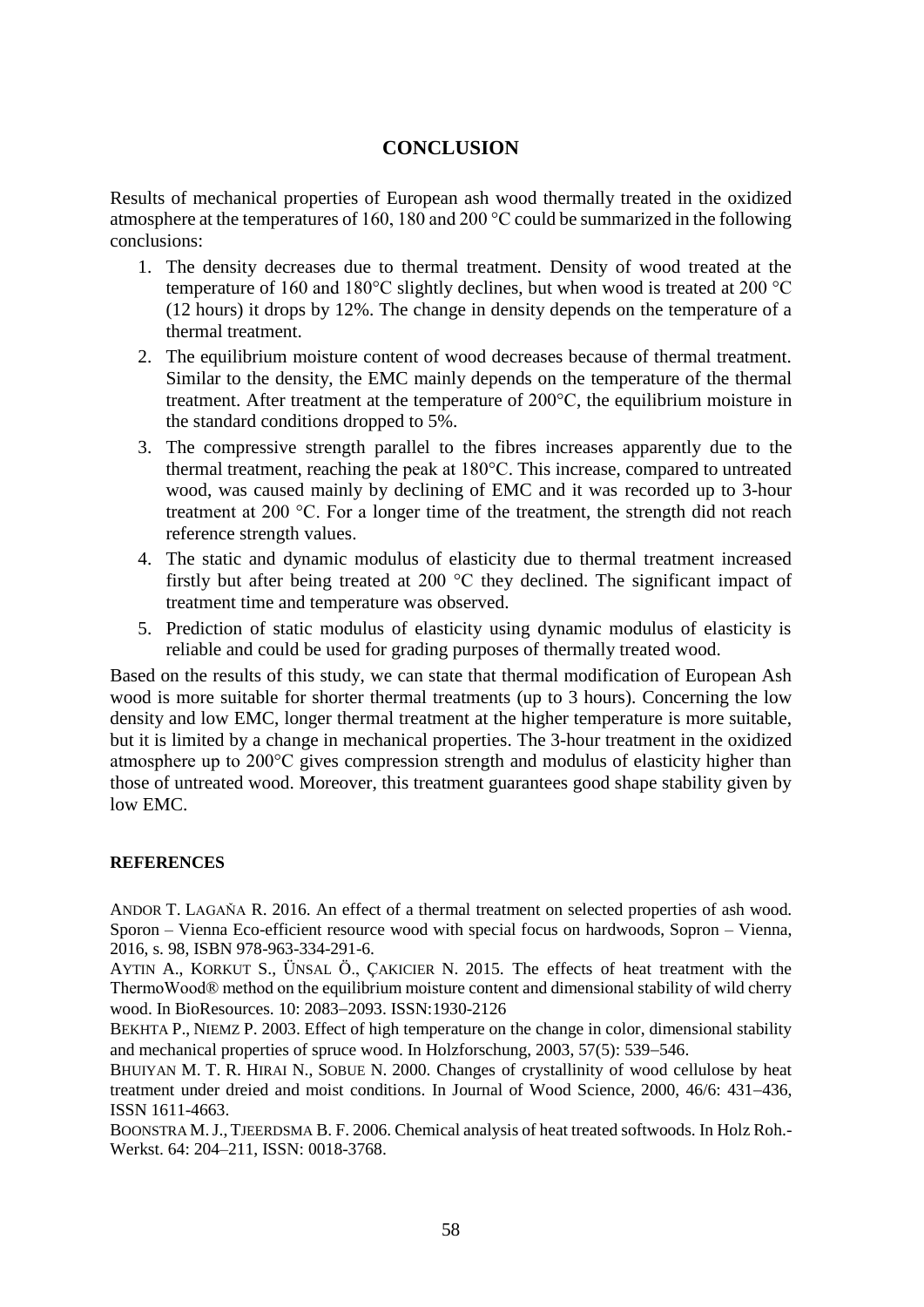## CONCLUSION

Results of mechanical properties of European ash wood thermally treated in the oxidized atmosphere at the temperatures of 160, 180 and 200 °C could be summarized in the following conclusions:

1. The density decreases due to thermal treatment. Density of wood treated at the temperature of 160 and 180°C slightly declines, but when wood is treated at 200 °C (12 hours) it drops by 12%. The change in density depends on the temperature of a thermal treatment.
2. The equilibrium moisture content of wood decreases because of thermal treatment. Similar to the density, the EMC mainly depends on the temperature of the thermal treatment. After treatment at the temperature of 200°C, the equilibrium moisture in the standard conditions dropped to 5%.
3. The compressive strength parallel to the fibres increases apparently due to the thermal treatment, reaching the peak at 180°C. This increase, compared to untreated wood, was caused mainly by declining of EMC and it was recorded up to 3-hour treatment at 200 °C. For a longer time of the treatment, the strength did not reach reference strength values.
4. The static and dynamic modulus of elasticity due to thermal treatment increased firstly but after being treated at 200 °C they declined. The significant impact of treatment time and temperature was observed.
5. Prediction of static modulus of elasticity using dynamic modulus of elasticity is reliable and could be used for grading purposes of thermally treated wood.

Based on the results of this study, we can state that thermal modification of European Ash wood is more suitable for shorter thermal treatments (up to 3 hours). Concerning the low density and low EMC, longer thermal treatment at the higher temperature is more suitable, but it is limited by a change in mechanical properties. The 3-hour treatment in the oxidized atmosphere up to 200°C gives compression strength and modulus of elasticity higher than those of untreated wood. Moreover, this treatment guarantees good shape stability given by low EMC.

### REFERENCES

ANDOR T. LAGAŇA R. 2016. An effect of a thermal treatment on selected properties of ash wood. Sporon – Vienna Eco-efficient resource wood with special focus on hardwoods, Sopron – Vienna, 2016, s. 98, ISBN 978-963-334-291-6.

AYTIN A., KORKUT S., ÜNSAL Ö., ÇAKICIER N. 2015. The effects of heat treatment with the ThermoWood® method on the equilibrium moisture content and dimensional stability of wild cherry wood. In BioResources. 10: 2083–2093. ISSN:1930-2126

BEKHTA P., NIEMZ P. 2003. Effect of high temperature on the change in color, dimensional stability and mechanical properties of spruce wood. In Holzforschung, 2003, 57(5): 539–546.

BHUIYAN M. T. R. HIRAI N., SOBUE N. 2000. Changes of crystallinity of wood cellulose by heat treatment under dreied and moist conditions. In Journal of Wood Science, 2000, 46/6: 431–436, ISSN 1611-4663.

BOONSTRA M. J., TJEERDSMA B. F. 2006. Chemical analysis of heat treated softwoods. In Holz Roh.-Werkst. 64: 204–211, ISSN: 0018-3768.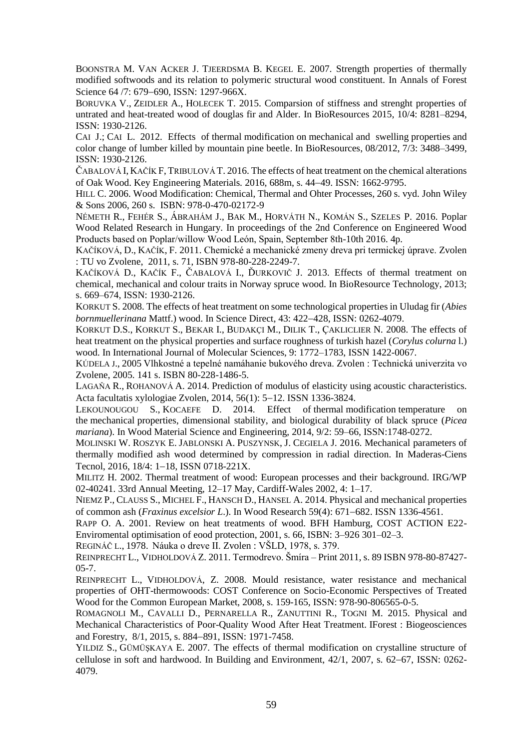BOONSTRA M. VAN ACKER J. TJEERDSMA B. KEGEL E. 2007. Strength properties of thermally modified softwoods and its relation to polymeric structural wood constituent. In Annals of Forest Science 64 /7: 679–690, ISSN: 1297-966X.

BORUVKA V., ZEIDLER A., HOLECEK T. 2015. Comparsion of stiffness and strenght properties of untrated and heat-treated wood of douglas fir and Alder. In BioResources 2015, 10/4: 8281–8294, ISSN: 1930-2126.

CAI J.; CAI L. 2012. Effects of thermal modification on mechanical and swelling properties and color change of lumber killed by mountain pine beetle. In BioResources, 08/2012, 7/3: 3488–3499, ISSN: 1930-2126.

ČABALOVÁ I, KAČÍK F, TRIBULOVÁ T. 2016. The effects of heat treatment on the chemical alterations of Oak Wood. Key Engineering Materials. 2016, 688m, s. 44–49. ISSN: 1662-9795.

HILL C. 2006. Wood Modification: Chemical, Thermal and Ohter Processes, 260 s. vyd. John Wiley & Sons 2006, 260 s. ISBN: 978-0-470-02172-9

NÉMETH R., FEHÉR S., ÁBRAHÁM J., BAK M., HORVÁTH N., KOMÁN S., SZELES P. 2016. Poplar Wood Related Research in Hungary. In proceedings of the 2nd Conference on Engineered Wood Products based on Poplar/willow Wood León, Spain, September 8th-10th 2016. 4p.

KAČÍKOVÁ, D., KAČÍK, F. 2011. Chemické a mechanické zmeny dreva pri termickej úprave. Zvolen : TU vo Zvolene, 2011, s. 71, ISBN 978-80-228-2249-7.

KAČÍKOVÁ D., KAČÍK F., ČABALOVÁ I., ĎURKOVIČ J. 2013. Effects of thermal treatment on chemical, mechanical and colour traits in Norway spruce wood. In BioResource Technology, 2013; s. 669–674, ISSN: 1930-2126.

KORKUT S. 2008. The effects of heat treatment on some technological properties in Uludag fir (*Abies bornmuellerinana* Mattf.) wood. In Science Direct, 43: 422–428, ISSN: 0262-4079.

KORKUT D.S., KORKUT S., BEKAR I., BUDAKÇI M., DILIK T., ÇAKLICLIER N. 2008. The effects of heat treatment on the physical properties and surface roughness of turkish hazel (*Corylus colurna* l.) wood. In International Journal of Molecular Sciences, 9: 1772–1783, ISSN 1422-0067.

KÚDELA J., 2005 Vlhkostné a tepelné namáhanie bukového dreva. Zvolen : Technická univerzita vo Zvolene, 2005. 141 s. ISBN 80-228-1486-5.

LAGAŇA R., ROHANOVÁ A. 2014. Prediction of modulus of elasticity using acoustic characteristics. Acta facultatis xylologiae Zvolen, 2014, 56(1): 5–12. ISSN 1336-3824.

LEKOUNOUGOU S., KOCAEFE D. 2014. Effect of thermal modification temperature on the mechanical properties, dimensional stability, and biological durability of black spruce (*Picea mariana*). In Wood Material Science and Engineering, 2014, 9/2: 59–66, ISSN:1748-0272.

MOLINSKI W. ROSZYK E. JABLONSKI A. PUSZYNSK, J. CEGIELA J. 2016. Mechanical parameters of thermally modified ash wood determined by compression in radial direction. In Maderas-Ciens Tecnol, 2016, 18/4: 1–18, ISSN 0718-221X.

MILITZ H. 2002. Thermal treatment of wood: European processes and their background. IRG/WP 02-40241. 33rd Annual Meeting, 12–17 May, Cardiff-Wales 2002, 4: 1–17.

NIEMZ P., CLAUSS S., MICHEL F., HANSCH D., HANSEL A. 2014. Physical and mechanical properties of common ash (*Fraxinus excelsior L*.). In Wood Research 59(4): 671–682. ISSN 1336-4561.

RAPP O. A. 2001. Review on heat treatments of wood. BFH Hamburg, COST ACTION E22-Enviromental optimisation of eood protection, 2001, s. 66, ISBN: 3–926 301–02–3.

REGINÁČ L., 1978. Náuka o dreve II. Zvolen : VŠLD, 1978, s. 379.

REINPRECHT L., VIDHOLDOVÁ Z. 2011. Termodrevo. Šmíra – Print 2011, s. 89 ISBN 978-80-87427-05-7.

REINPRECHT L., VIDHOLDOVÁ, Z. 2008. Mould resistance, water resistance and mechanical properties of OHT-thermowoods: COST Conference on Socio-Economic Perspectives of Treated Wood for the Common European Market, 2008, s. 159-165, ISSN: 978-90-806565-0-5.

ROMAGNOLI M., CAVALLI D., PERNARELLA R., ZANUTTINI R., TOGNI M. 2015. Physical and Mechanical Characteristics of Poor-Quality Wood After Heat Treatment. IForest : Biogeosciences and Forestry, 8/1, 2015, s. 884–891, ISSN: 1971-7458.

YILDIZ S., GÜMÜŞKAYA E. 2007. The effects of thermal modification on crystalline structure of cellulose in soft and hardwood. In Building and Environment, 42/1, 2007, s. 62–67, ISSN: 0262-4079.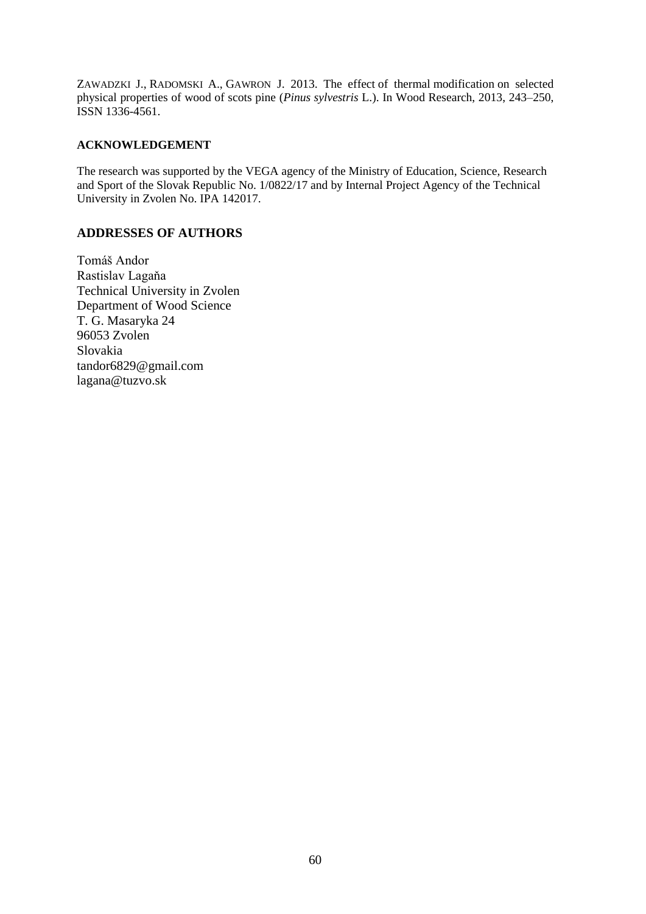ZAWADZKI J., RADOMSKI A., GAWRON J. 2013. The effect of thermal modification on selected physical properties of wood of scots pine (*Pinus sylvestris* L.). In Wood Research, 2013, 243–250, ISSN 1336-4561.

**ACKNOWLEDGEMENT**

The research was supported by the VEGA agency of the Ministry of Education, Science, Research and Sport of the Slovak Republic No. 1/0822/17 and by Internal Project Agency of the Technical University in Zvolen No. IPA 142017.

## ADDRESSES OF AUTHORS

Tomáš Andor
Rastislav Lagaňa
Technical University in Zvolen
Department of Wood Science
T. G. Masaryka 24
96053 Zvolen
Slovakia
tandor6829@gmail.com
lagana@tuzvo.sk